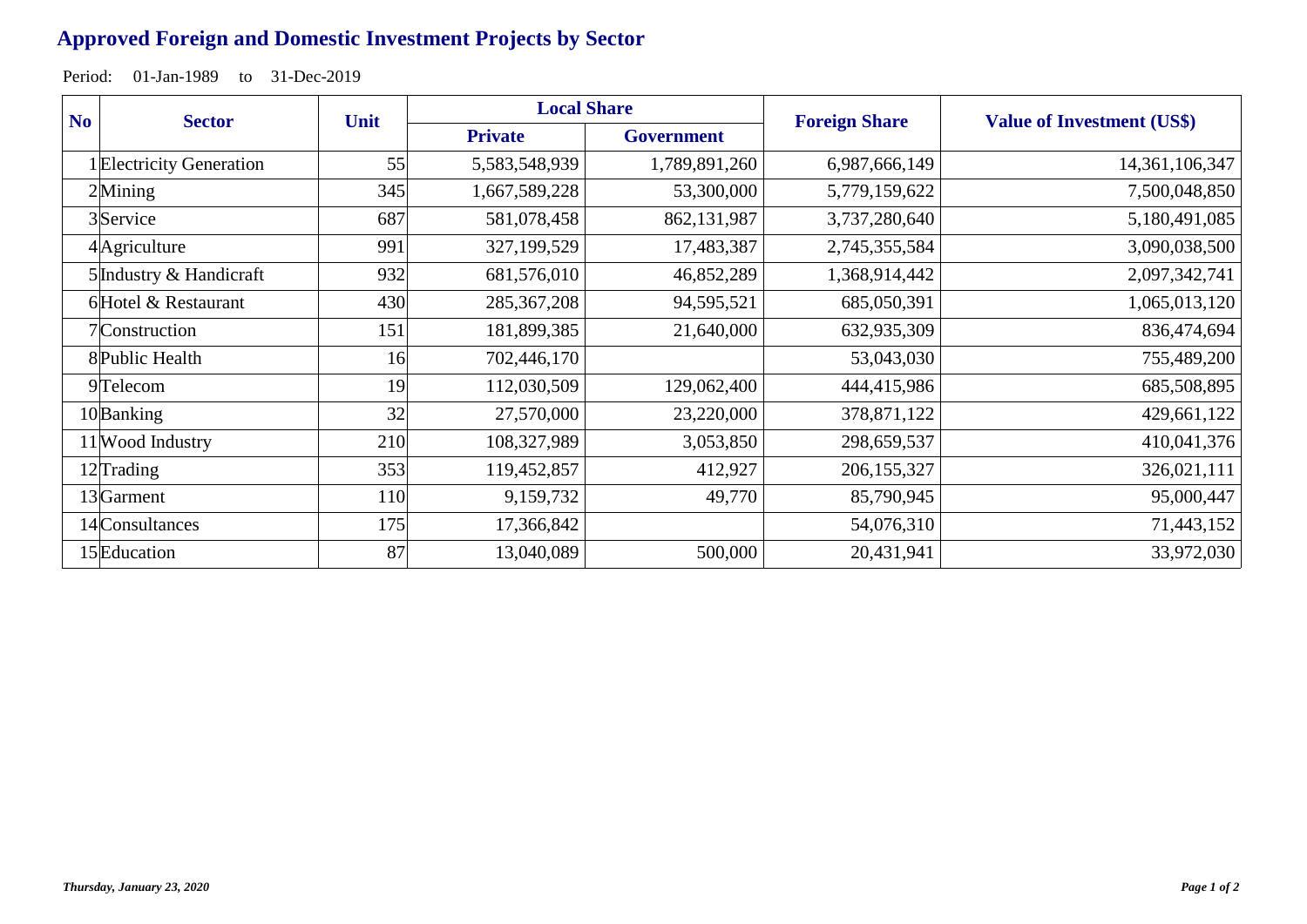# Approved Foreign and Domestic Investment Projects by Sector

Period: 01-Jan-1989 to 31-Dec-2019

| No | Sector | Unit | Local Share | | Foreign Share | Value of Investment (US$) |
|---|---|---|---|---|---|---|
| | | | Private | Government | | |
| 1 | Electricity Generation | 55 | 5,583,548,939 | 1,789,891,260 | 6,987,666,149 | 14,361,106,347 |
| 2 | Mining | 345 | 1,667,589,228 | 53,300,000 | 5,779,159,622 | 7,500,048,850 |
| 3 | Service | 687 | 581,078,458 | 862,131,987 | 3,737,280,640 | 5,180,491,085 |
| 4 | Agriculture | 991 | 327,199,529 | 17,483,387 | 2,745,355,584 | 3,090,038,500 |
| 5 | Industry & Handicraft | 932 | 681,576,010 | 46,852,289 | 1,368,914,442 | 2,097,342,741 |
| 6 | Hotel & Restaurant | 430 | 285,367,208 | 94,595,521 | 685,050,391 | 1,065,013,120 |
| 7 | Construction | 151 | 181,899,385 | 21,640,000 | 632,935,309 | 836,474,694 |
| 8 | Public Health | 16 | 702,446,170 | | 53,043,030 | 755,489,200 |
| 9 | Telecom | 19 | 112,030,509 | 129,062,400 | 444,415,986 | 685,508,895 |
| 10 | Banking | 32 | 27,570,000 | 23,220,000 | 378,871,122 | 429,661,122 |
| 11 | Wood Industry | 210 | 108,327,989 | 3,053,850 | 298,659,537 | 410,041,376 |
| 12 | Trading | 353 | 119,452,857 | 412,927 | 206,155,327 | 326,021,111 |
| 13 | Garment | 110 | 9,159,732 | 49,770 | 85,790,945 | 95,000,447 |
| 14 | Consultances | 175 | 17,366,842 | | 54,076,310 | 71,443,152 |
| 15 | Education | 87 | 13,040,089 | 500,000 | 20,431,941 | 33,972,030 |

*Thursday, January 23, 2020*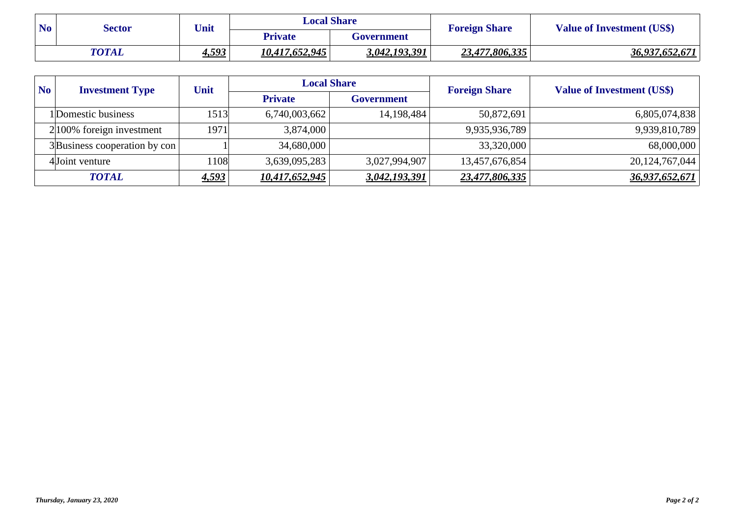| No | Sector | Unit | Local Share | | Foreign Share | Value of Investment (US$) |
|---|---|---|---|---|---|---|
| | | | Private | Government | | |
| ***TOTAL*** | | ***4,593*** | ***10,417,652,945*** | ***3,042,193,391*** | ***23,477,806,335*** | ***36,937,652,671*** |

| No | Investment Type | Unit | Local Share | | Foreign Share | Value of Investment (US$) |
|---|---|---|---|---|---|---|
| | | | Private | Government | | |
| 1 | Domestic business | 1513 | 6,740,003,662 | 14,198,484 | 50,872,691 | 6,805,074,838 |
| 2 | 100% foreign investment | 1971 | 3,874,000 | | 9,935,936,789 | 9,939,810,789 |
| 3 | Business cooperation by con | 1 | 34,680,000 | | 33,320,000 | 68,000,000 |
| 4 | Joint venture | 1108 | 3,639,095,283 | 3,027,994,907 | 13,457,676,854 | 20,124,767,044 |
| ***TOTAL*** | | ***4,593*** | ***10,417,652,945*** | ***3,042,193,391*** | ***23,477,806,335*** | ***36,937,652,671*** |

*Thursday, January 23, 2020*